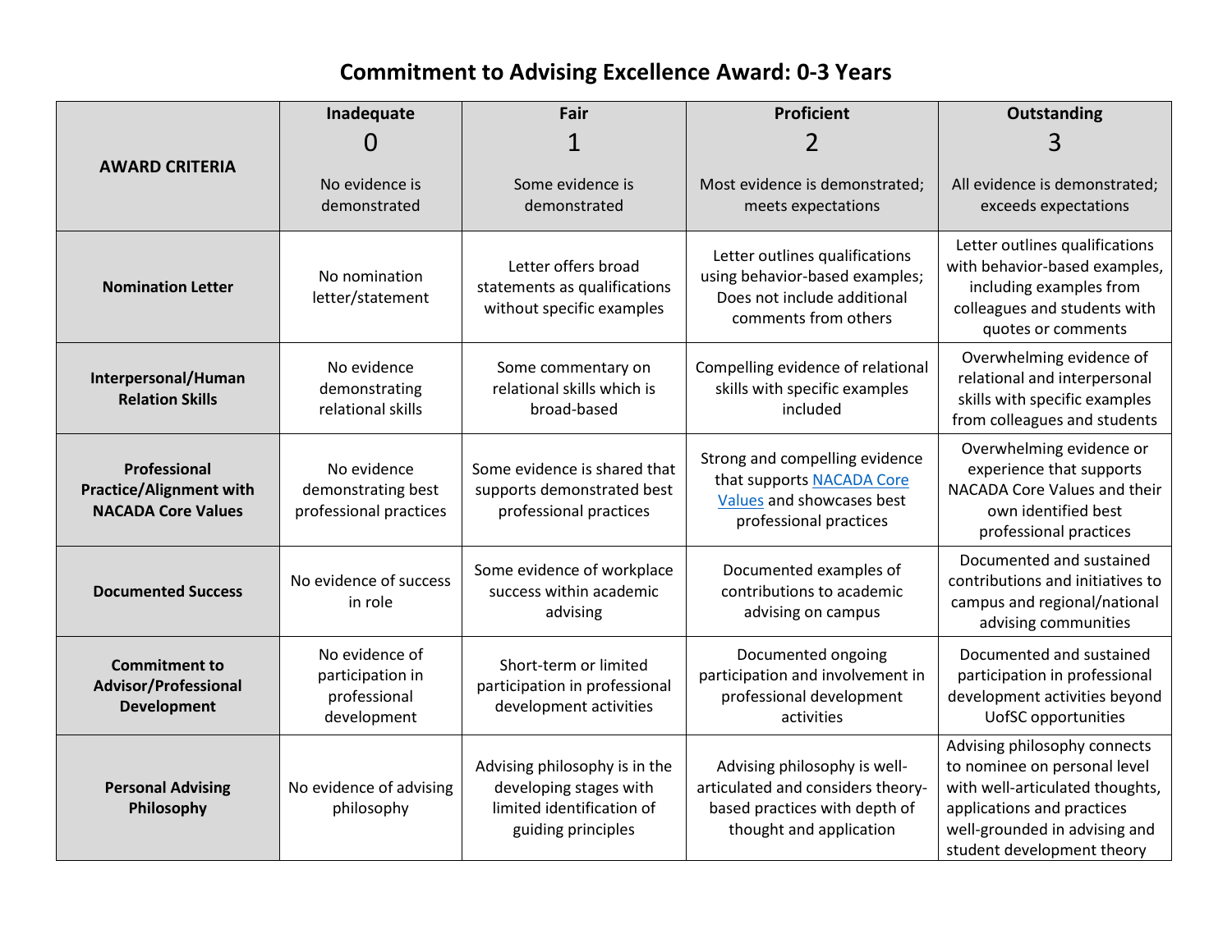# Commitment to Advising Excellence Award: 0-3 Years

| AWARD CRITERIA | Inadequate<br>0<br>No evidence is demonstrated | Fair<br>1<br>Some evidence is demonstrated | Proficient<br>2<br>Most evidence is demonstrated; meets expectations | Outstanding<br>3<br>All evidence is demonstrated; exceeds expectations |
|---|---|---|---|---|
| **Nomination Letter** | No nomination letter/statement | Letter offers broad statements as qualifications without specific examples | Letter outlines qualifications using behavior-based examples; Does not include additional comments from others | Letter outlines qualifications with behavior-based examples, including examples from colleagues and students with quotes or comments |
| **Interpersonal/Human Relation Skills** | No evidence demonstrating relational skills | Some commentary on relational skills which is broad-based | Compelling evidence of relational skills with specific examples included | Overwhelming evidence of relational and interpersonal skills with specific examples from colleagues and students |
| **Professional Practice/Alignment with NACADA Core Values** | No evidence demonstrating best professional practices | Some evidence is shared that supports demonstrated best professional practices | Strong and compelling evidence that supports NACADA Core Values and showcases best professional practices | Overwhelming evidence or experience that supports NACADA Core Values and their own identified best professional practices |
| **Documented Success** | No evidence of success in role | Some evidence of workplace success within academic advising | Documented examples of contributions to academic advising on campus | Documented and sustained contributions and initiatives to campus and regional/national advising communities |
| **Commitment to Advisor/Professional Development** | No evidence of participation in professional development | Short-term or limited participation in professional development activities | Documented ongoing participation and involvement in professional development activities | Documented and sustained participation in professional development activities beyond UofSC opportunities |
| **Personal Advising Philosophy** | No evidence of advising philosophy | Advising philosophy is in the developing stages with limited identification of guiding principles | Advising philosophy is well-articulated and considers theory-based practices with depth of thought and application | Advising philosophy connects to nominee on personal level with well-articulated thoughts, applications and practices well-grounded in advising and student development theory |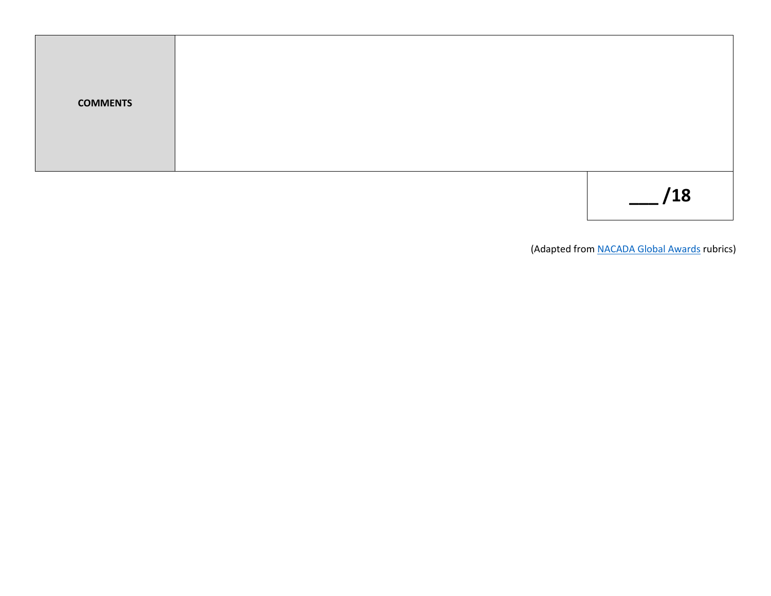| | |
|---|---|
| **COMMENTS** | |

| |
|---|
| **___ /18** |

(Adapted from NACADA Global Awards rubrics)